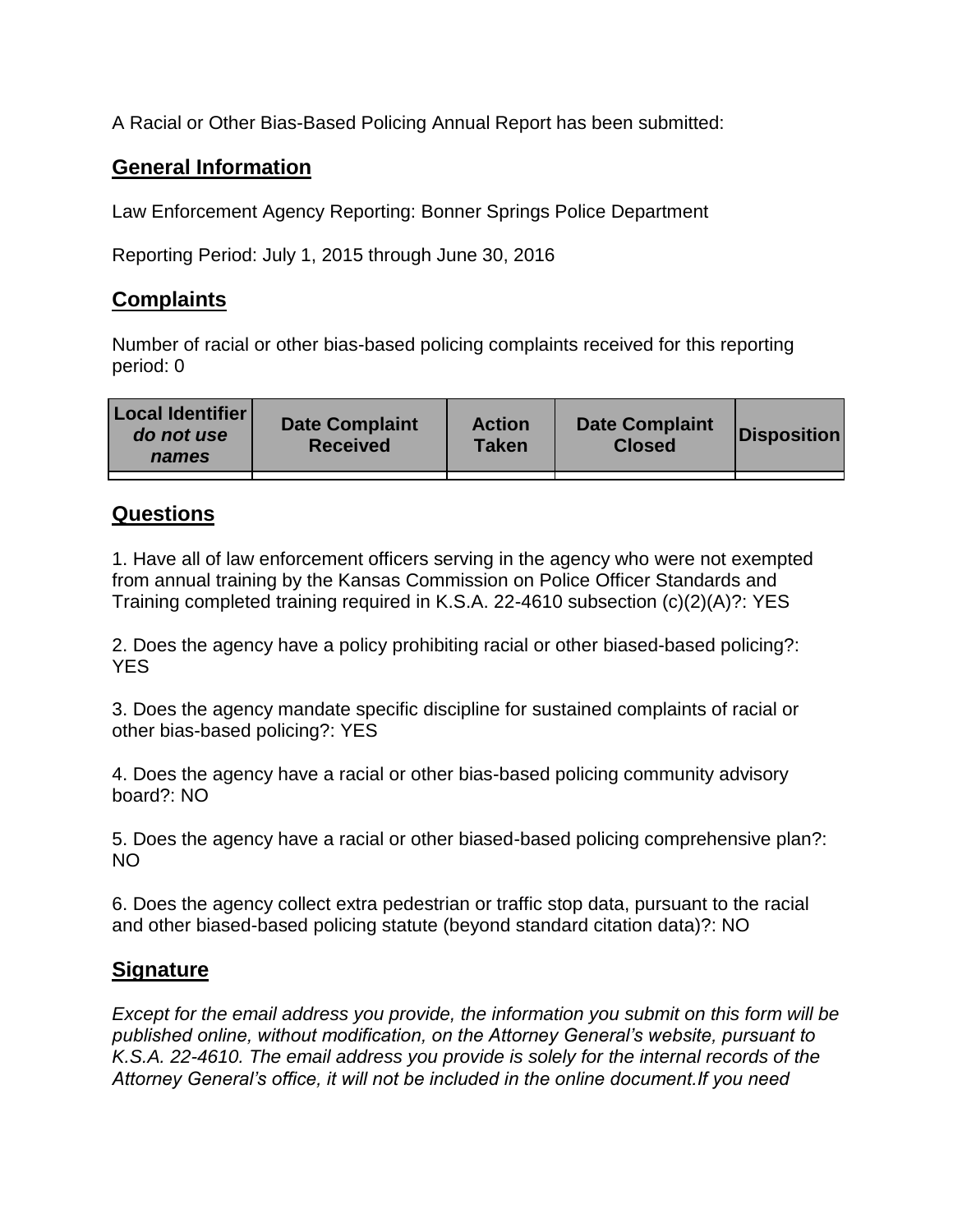A Racial or Other Bias-Based Policing Annual Report has been submitted:

## General Information

Law Enforcement Agency Reporting: Bonner Springs Police Department

Reporting Period: July 1, 2015 through June 30, 2016

## Complaints

Number of racial or other bias-based policing complaints received for this reporting period: 0

| **Local Identifier** ***do not use names*** | **Date Complaint Received** | **Action Taken** | **Date Complaint Closed** | **Disposition** |
|---|---|---|---|---|
| | | | | |

## Questions

1. Have all of law enforcement officers serving in the agency who were not exempted from annual training by the Kansas Commission on Police Officer Standards and Training completed training required in K.S.A. 22-4610 subsection (c)(2)(A)?: YES

2. Does the agency have a policy prohibiting racial or other biased-based policing?: YES

3. Does the agency mandate specific discipline for sustained complaints of racial or other bias-based policing?: YES

4. Does the agency have a racial or other bias-based policing community advisory board?: NO

5. Does the agency have a racial or other biased-based policing comprehensive plan?: NO

6. Does the agency collect extra pedestrian or traffic stop data, pursuant to the racial and other biased-based policing statute (beyond standard citation data)?: NO

## Signature

*Except for the email address you provide, the information you submit on this form will be published online, without modification, on the Attorney General's website, pursuant to K.S.A. 22-4610. The email address you provide is solely for the internal records of the Attorney General's office, it will not be included in the online document.If you need*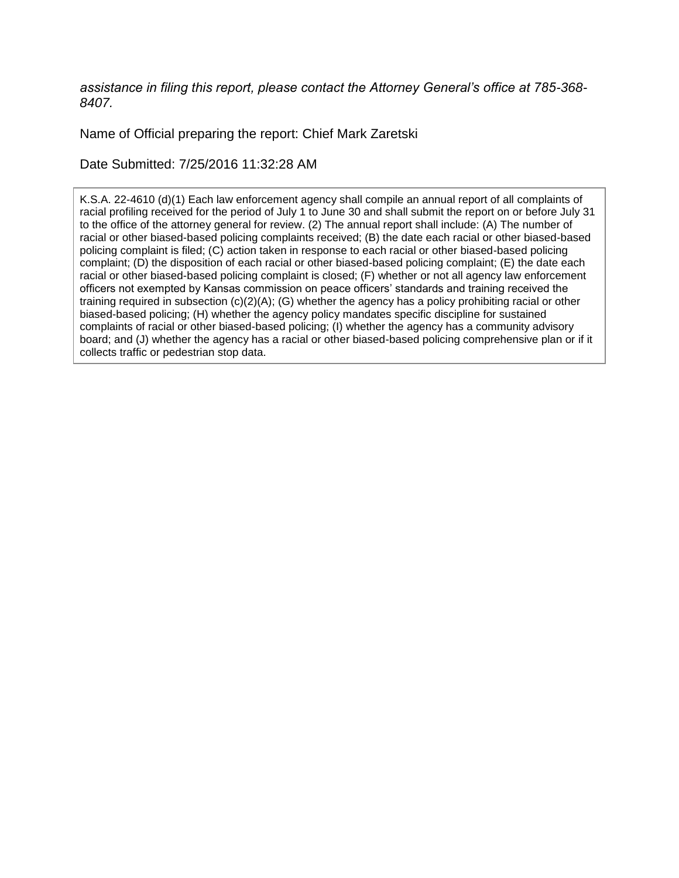*assistance in filing this report, please contact the Attorney General's office at 785-368-8407.*

Name of Official preparing the report: Chief Mark Zaretski

Date Submitted: 7/25/2016 11:32:28 AM

K.S.A. 22-4610 (d)(1) Each law enforcement agency shall compile an annual report of all complaints of racial profiling received for the period of July 1 to June 30 and shall submit the report on or before July 31 to the office of the attorney general for review. (2) The annual report shall include: (A) The number of racial or other biased-based policing complaints received; (B) the date each racial or other biased-based policing complaint is filed; (C) action taken in response to each racial or other biased-based policing complaint; (D) the disposition of each racial or other biased-based policing complaint; (E) the date each racial or other biased-based policing complaint is closed; (F) whether or not all agency law enforcement officers not exempted by Kansas commission on peace officers' standards and training received the training required in subsection (c)(2)(A); (G) whether the agency has a policy prohibiting racial or other biased-based policing; (H) whether the agency policy mandates specific discipline for sustained complaints of racial or other biased-based policing; (I) whether the agency has a community advisory board; and (J) whether the agency has a racial or other biased-based policing comprehensive plan or if it collects traffic or pedestrian stop data.